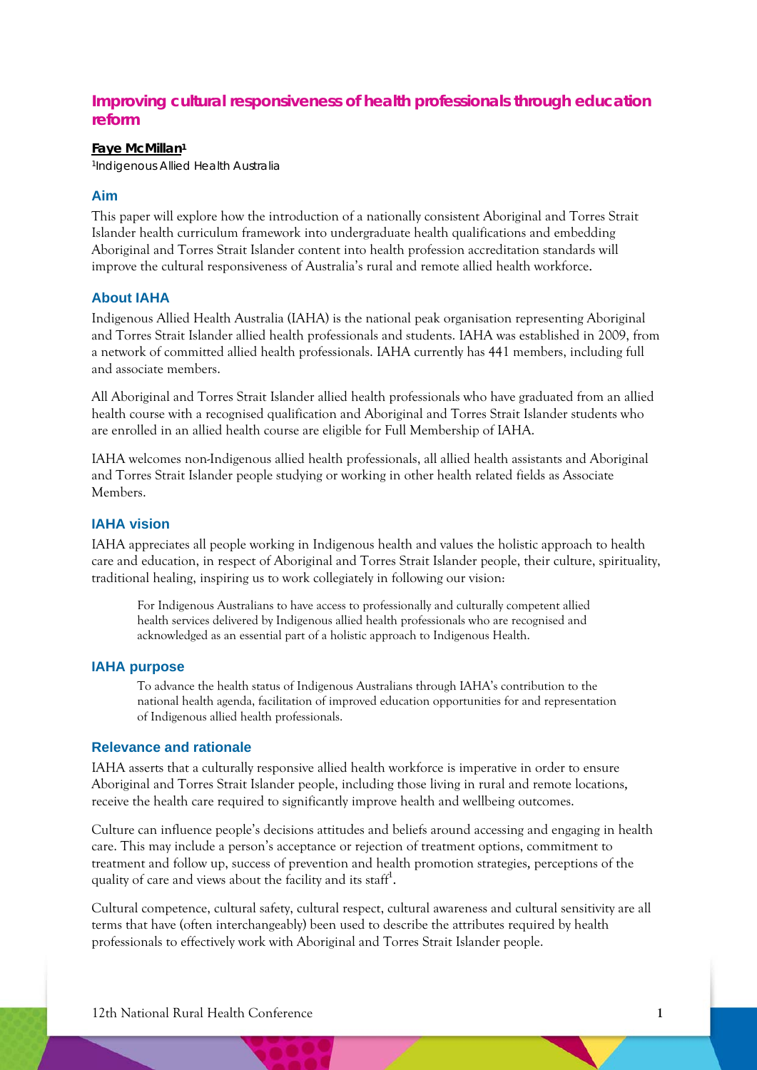# Improving cultural responsiveness of health professionals through education reform

**Faye McMillan**[1]

[1]Indigenous Allied Health Australia

## Aim

This paper will explore how the introduction of a nationally consistent Aboriginal and Torres Strait Islander health curriculum framework into undergraduate health qualifications and embedding Aboriginal and Torres Strait Islander content into health profession accreditation standards will improve the cultural responsiveness of Australia's rural and remote allied health workforce.

## About IAHA

Indigenous Allied Health Australia (IAHA) is the national peak organisation representing Aboriginal and Torres Strait Islander allied health professionals and students. IAHA was established in 2009, from a network of committed allied health professionals. IAHA currently has 441 members, including full and associate members.

All Aboriginal and Torres Strait Islander allied health professionals who have graduated from an allied health course with a recognised qualification and Aboriginal and Torres Strait Islander students who are enrolled in an allied health course are eligible for Full Membership of IAHA.

IAHA welcomes non-Indigenous allied health professionals, all allied health assistants and Aboriginal and Torres Strait Islander people studying or working in other health related fields as Associate Members.

## IAHA vision

IAHA appreciates all people working in Indigenous health and values the holistic approach to health care and education, in respect of Aboriginal and Torres Strait Islander people, their culture, spirituality, traditional healing, inspiring us to work collegiately in following our vision:

> For Indigenous Australians to have access to professionally and culturally competent allied health services delivered by Indigenous allied health professionals who are recognised and acknowledged as an essential part of a holistic approach to Indigenous Health.

## IAHA purpose

> To advance the health status of Indigenous Australians through IAHA's contribution to the national health agenda, facilitation of improved education opportunities for and representation of Indigenous allied health professionals.

## Relevance and rationale

IAHA asserts that a culturally responsive allied health workforce is imperative in order to ensure Aboriginal and Torres Strait Islander people, including those living in rural and remote locations, receive the health care required to significantly improve health and wellbeing outcomes.

Culture can influence people's decisions attitudes and beliefs around accessing and engaging in health care. This may include a person's acceptance or rejection of treatment options, commitment to treatment and follow up, success of prevention and health promotion strategies, perceptions of the quality of care and views about the facility and its staff[1].

Cultural competence, cultural safety, cultural respect, cultural awareness and cultural sensitivity are all terms that have (often interchangeably) been used to describe the attributes required by health professionals to effectively work with Aboriginal and Torres Strait Islander people.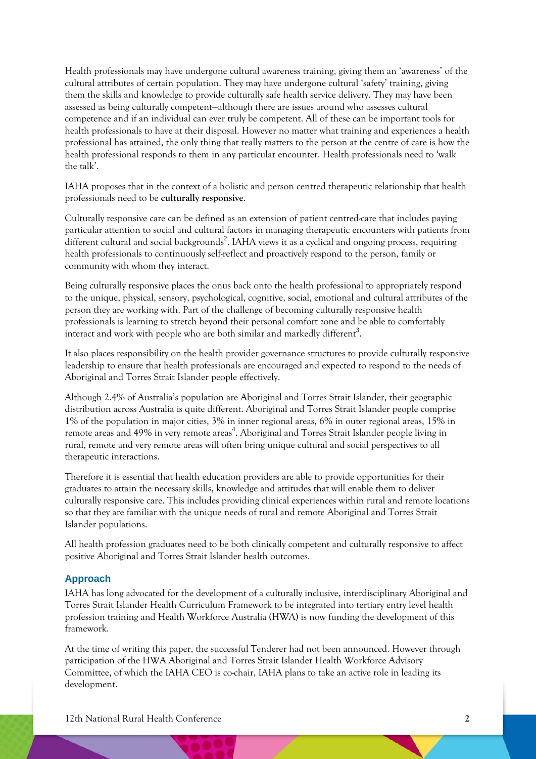Health professionals may have undergone cultural awareness training, giving them an 'awareness' of the cultural attributes of certain population. They may have undergone cultural 'safety' training, giving them the skills and knowledge to provide culturally safe health service delivery. They may have been assessed as being culturally competent—although there are issues around who assesses cultural competence and if an individual can ever truly be competent. All of these can be important tools for health professionals to have at their disposal. However no matter what training and experiences a health professional has attained, the only thing that really matters to the person at the centre of care is how the health professional responds to them in any particular encounter. Health professionals need to 'walk the talk'.

IAHA proposes that in the context of a holistic and person centred therapeutic relationship that health professionals need to be **culturally responsive**.

Culturally responsive care can be defined as an extension of patient centred-care that includes paying particular attention to social and cultural factors in managing therapeutic encounters with patients from different cultural and social backgrounds[2]. IAHA views it as a cyclical and ongoing process, requiring health professionals to continuously self-reflect and proactively respond to the person, family or community with whom they interact.

Being culturally responsive places the onus back onto the health professional to appropriately respond to the unique, physical, sensory, psychological, cognitive, social, emotional and cultural attributes of the person they are working with. Part of the challenge of becoming culturally responsive health professionals is learning to stretch beyond their personal comfort zone and be able to comfortably interact and work with people who are both similar and markedly different[3].

It also places responsibility on the health provider governance structures to provide culturally responsive leadership to ensure that health professionals are encouraged and expected to respond to the needs of Aboriginal and Torres Strait Islander people effectively.

Although 2.4% of Australia's population are Aboriginal and Torres Strait Islander, their geographic distribution across Australia is quite different. Aboriginal and Torres Strait Islander people comprise 1% of the population in major cities, 3% in inner regional areas, 6% in outer regional areas, 15% in remote areas and 49% in very remote areas[4]. Aboriginal and Torres Strait Islander people living in rural, remote and very remote areas will often bring unique cultural and social perspectives to all therapeutic interactions.

Therefore it is essential that health education providers are able to provide opportunities for their graduates to attain the necessary skills, knowledge and attitudes that will enable them to deliver culturally responsive care. This includes providing clinical experiences within rural and remote locations so that they are familiar with the unique needs of rural and remote Aboriginal and Torres Strait Islander populations.

All health profession graduates need to be both clinically competent and culturally responsive to affect positive Aboriginal and Torres Strait Islander health outcomes.

## Approach

IAHA has long advocated for the development of a culturally inclusive, interdisciplinary Aboriginal and Torres Strait Islander Health Curriculum Framework to be integrated into tertiary entry level health profession training and Health Workforce Australia (HWA) is now funding the development of this framework.

At the time of writing this paper, the successful Tenderer had not been announced. However through participation of the HWA Aboriginal and Torres Strait Islander Health Workforce Advisory Committee, of which the IAHA CEO is co-chair, IAHA plans to take an active role in leading its development.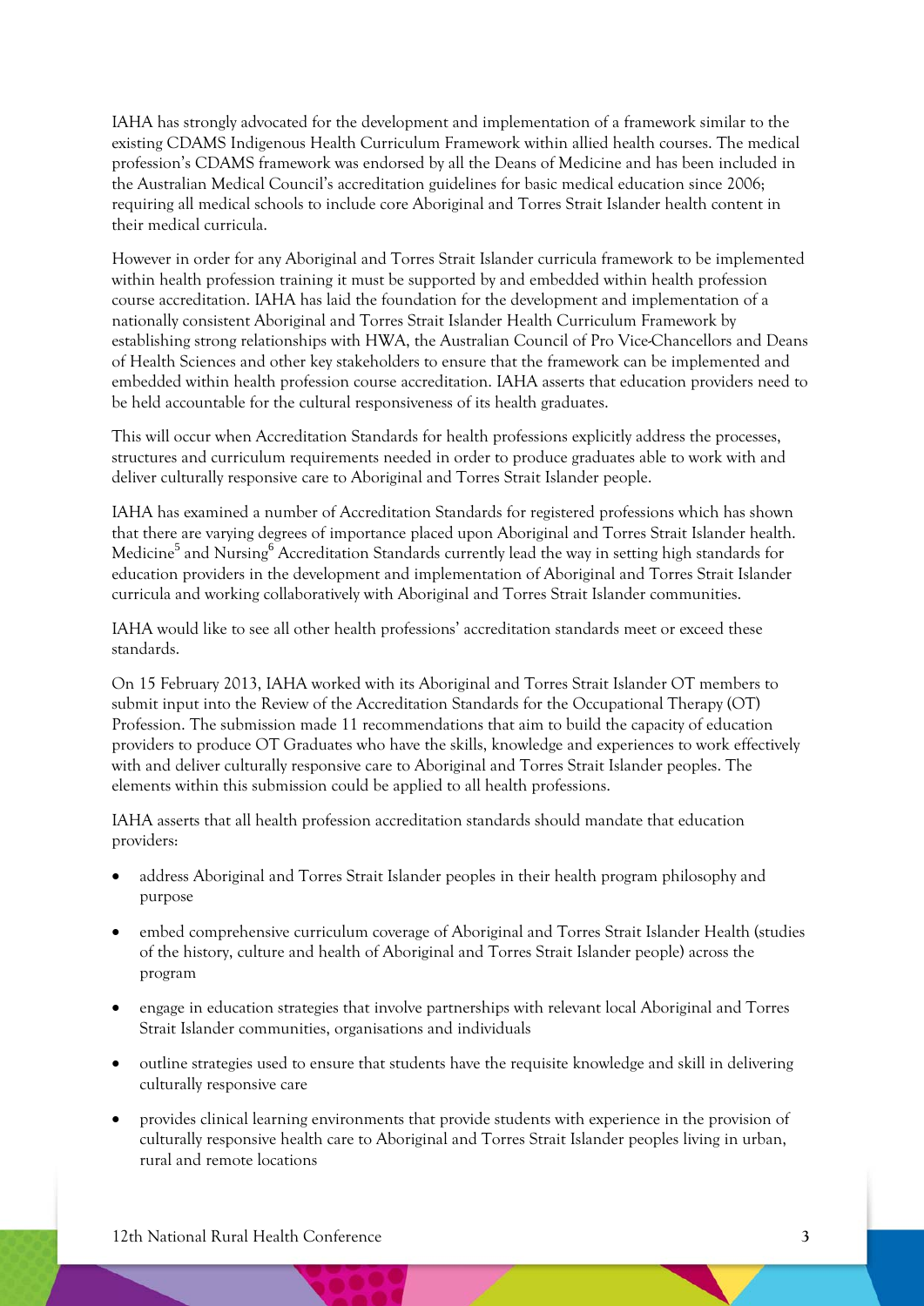IAHA has strongly advocated for the development and implementation of a framework similar to the existing CDAMS Indigenous Health Curriculum Framework within allied health courses. The medical profession's CDAMS framework was endorsed by all the Deans of Medicine and has been included in the Australian Medical Council's accreditation guidelines for basic medical education since 2006; requiring all medical schools to include core Aboriginal and Torres Strait Islander health content in their medical curricula.

However in order for any Aboriginal and Torres Strait Islander curricula framework to be implemented within health profession training it must be supported by and embedded within health profession course accreditation. IAHA has laid the foundation for the development and implementation of a nationally consistent Aboriginal and Torres Strait Islander Health Curriculum Framework by establishing strong relationships with HWA, the Australian Council of Pro Vice-Chancellors and Deans of Health Sciences and other key stakeholders to ensure that the framework can be implemented and embedded within health profession course accreditation. IAHA asserts that education providers need to be held accountable for the cultural responsiveness of its health graduates.

This will occur when Accreditation Standards for health professions explicitly address the processes, structures and curriculum requirements needed in order to produce graduates able to work with and deliver culturally responsive care to Aboriginal and Torres Strait Islander people.

IAHA has examined a number of Accreditation Standards for registered professions which has shown that there are varying degrees of importance placed upon Aboriginal and Torres Strait Islander health. Medicine[5] and Nursing[6] Accreditation Standards currently lead the way in setting high standards for education providers in the development and implementation of Aboriginal and Torres Strait Islander curricula and working collaboratively with Aboriginal and Torres Strait Islander communities.

IAHA would like to see all other health professions' accreditation standards meet or exceed these standards.

On 15 February 2013, IAHA worked with its Aboriginal and Torres Strait Islander OT members to submit input into the Review of the Accreditation Standards for the Occupational Therapy (OT) Profession. The submission made 11 recommendations that aim to build the capacity of education providers to produce OT Graduates who have the skills, knowledge and experiences to work effectively with and deliver culturally responsive care to Aboriginal and Torres Strait Islander peoples. The elements within this submission could be applied to all health professions.

IAHA asserts that all health profession accreditation standards should mandate that education providers:

- address Aboriginal and Torres Strait Islander peoples in their health program philosophy and purpose
- embed comprehensive curriculum coverage of Aboriginal and Torres Strait Islander Health (studies of the history, culture and health of Aboriginal and Torres Strait Islander people) across the program
- engage in education strategies that involve partnerships with relevant local Aboriginal and Torres Strait Islander communities, organisations and individuals
- outline strategies used to ensure that students have the requisite knowledge and skill in delivering culturally responsive care
- provides clinical learning environments that provide students with experience in the provision of culturally responsive health care to Aboriginal and Torres Strait Islander peoples living in urban, rural and remote locations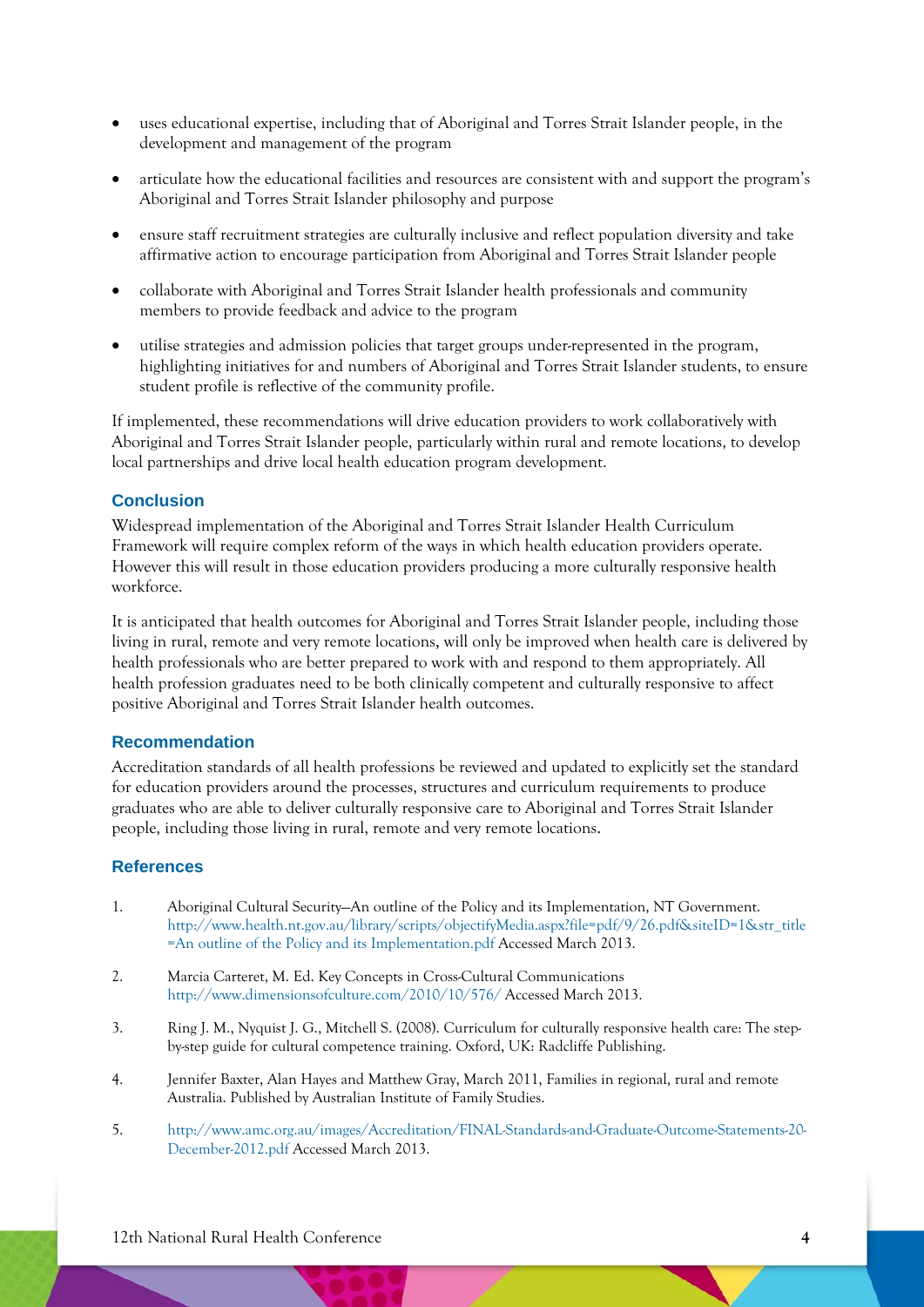- uses educational expertise, including that of Aboriginal and Torres Strait Islander people, in the development and management of the program
- articulate how the educational facilities and resources are consistent with and support the program's Aboriginal and Torres Strait Islander philosophy and purpose
- ensure staff recruitment strategies are culturally inclusive and reflect population diversity and take affirmative action to encourage participation from Aboriginal and Torres Strait Islander people
- collaborate with Aboriginal and Torres Strait Islander health professionals and community members to provide feedback and advice to the program
- utilise strategies and admission policies that target groups under-represented in the program, highlighting initiatives for and numbers of Aboriginal and Torres Strait Islander students, to ensure student profile is reflective of the community profile.

If implemented, these recommendations will drive education providers to work collaboratively with Aboriginal and Torres Strait Islander people, particularly within rural and remote locations, to develop local partnerships and drive local health education program development.

## Conclusion

Widespread implementation of the Aboriginal and Torres Strait Islander Health Curriculum Framework will require complex reform of the ways in which health education providers operate. However this will result in those education providers producing a more culturally responsive health workforce.

It is anticipated that health outcomes for Aboriginal and Torres Strait Islander people, including those living in rural, remote and very remote locations, will only be improved when health care is delivered by health professionals who are better prepared to work with and respond to them appropriately. All health profession graduates need to be both clinically competent and culturally responsive to affect positive Aboriginal and Torres Strait Islander health outcomes.

## Recommendation

Accreditation standards of all health professions be reviewed and updated to explicitly set the standard for education providers around the processes, structures and curriculum requirements to produce graduates who are able to deliver culturally responsive care to Aboriginal and Torres Strait Islander people, including those living in rural, remote and very remote locations.

## References

1. Aboriginal Cultural Security—An outline of the Policy and its Implementation, NT Government. http://www.health.nt.gov.au/library/scripts/objectifyMedia.aspx?file=pdf/9/26.pdf&siteID=1&str_title=An outline of the Policy and its Implementation.pdf Accessed March 2013.
2. Marcia Carteret, M. Ed. Key Concepts in Cross-Cultural Communications http://www.dimensionsofculture.com/2010/10/576/ Accessed March 2013.
3. Ring J. M., Nyquist J. G., Mitchell S. (2008). Curriculum for culturally responsive health care: The step-by-step guide for cultural competence training. Oxford, UK: Radcliffe Publishing.
4. Jennifer Baxter, Alan Hayes and Matthew Gray, March 2011, Families in regional, rural and remote Australia. Published by Australian Institute of Family Studies.
5. http://www.amc.org.au/images/Accreditation/FINAL-Standards-and-Graduate-Outcome-Statements-20-December-2012.pdf Accessed March 2013.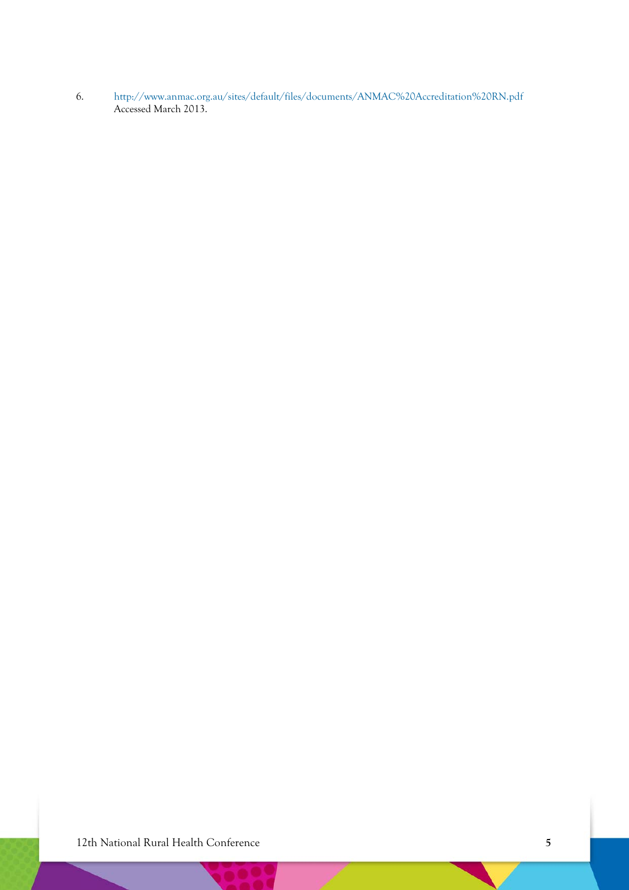6. http://www.anmac.org.au/sites/default/files/documents/ANMAC%20Accreditation%20RN.pdf Accessed March 2013.